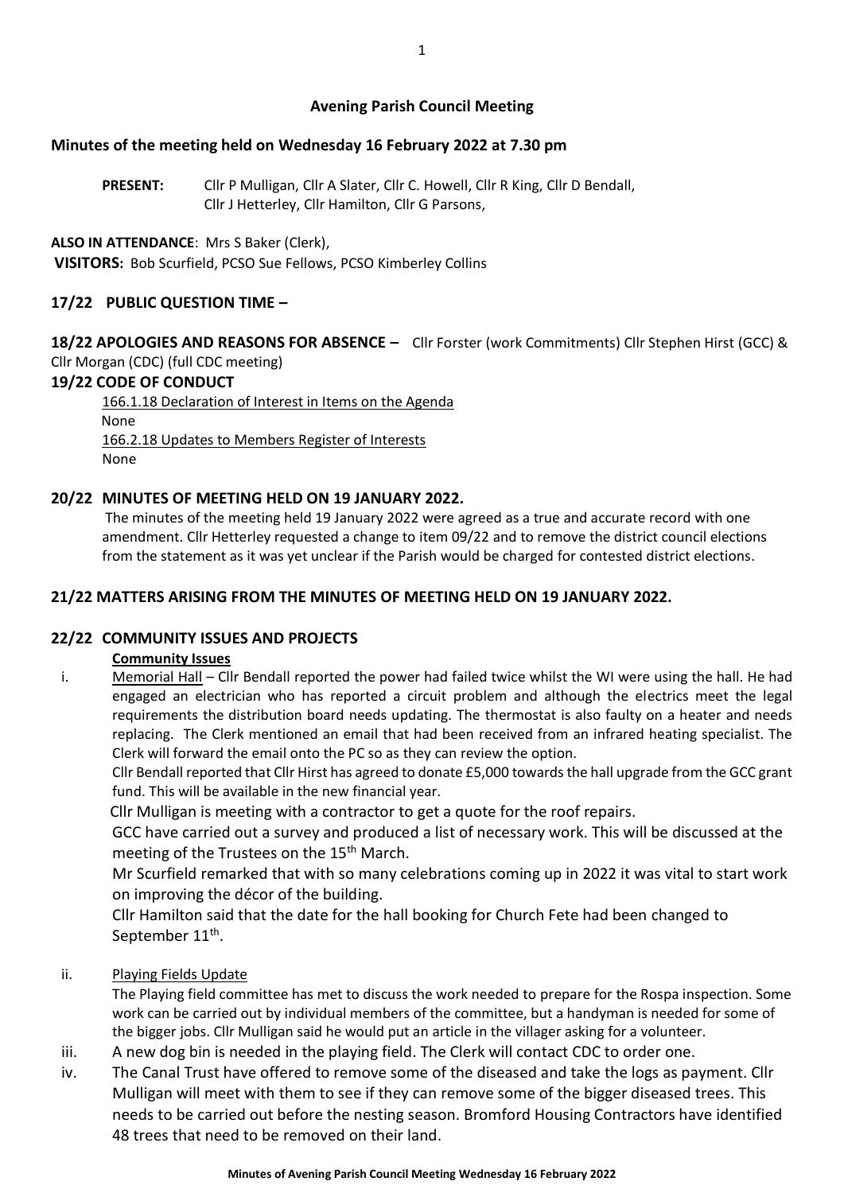# Avening Parish Council Meeting

## Minutes of the meeting held on Wednesday 16 February 2022 at 7.30 pm

**PRESENT:** Cllr P Mulligan, Cllr A Slater, Cllr C. Howell, Cllr R King, Cllr D Bendall, Cllr J Hetterley, Cllr Hamilton, Cllr G Parsons,

**ALSO IN ATTENDANCE**: Mrs S Baker (Clerk),

**VISITORS:** Bob Scurfield, PCSO Sue Fellows, PCSO Kimberley Collins

### 17/22 PUBLIC QUESTION TIME –

### 18/22 APOLOGIES AND REASONS FOR ABSENCE –

Cllr Forster (work Commitments) Cllr Stephen Hirst (GCC) & Cllr Morgan (CDC) (full CDC meeting)

### 19/22 CODE OF CONDUCT

166.1.18 Declaration of Interest in Items on the Agenda

None

166.2.18 Updates to Members Register of Interests

None

### 20/22 MINUTES OF MEETING HELD ON 19 JANUARY 2022.

The minutes of the meeting held 19 January 2022 were agreed as a true and accurate record with one amendment. Cllr Hetterley requested a change to item 09/22 and to remove the district council elections from the statement as it was yet unclear if the Parish would be charged for contested district elections.

### 21/22 MATTERS ARISING FROM THE MINUTES OF MEETING HELD ON 19 JANUARY 2022.

### 22/22 COMMUNITY ISSUES AND PROJECTS

**Community Issues**

i. Memorial Hall – Cllr Bendall reported the power had failed twice whilst the WI were using the hall. He had engaged an electrician who has reported a circuit problem and although the electrics meet the legal requirements the distribution board needs updating. The thermostat is also faulty on a heater and needs replacing. The Clerk mentioned an email that had been received from an infrared heating specialist. The Clerk will forward the email onto the PC so as they can review the option.

   Cllr Bendall reported that Cllr Hirst has agreed to donate £5,000 towards the hall upgrade from the GCC grant fund. This will be available in the new financial year.

   Cllr Mulligan is meeting with a contractor to get a quote for the roof repairs.

   GCC have carried out a survey and produced a list of necessary work. This will be discussed at the meeting of the Trustees on the 15th March.

   Mr Scurfield remarked that with so many celebrations coming up in 2022 it was vital to start work on improving the décor of the building.

   Cllr Hamilton said that the date for the hall booking for Church Fete had been changed to September 11th.

ii. Playing Fields Update

   The Playing field committee has met to discuss the work needed to prepare for the Rospa inspection. Some work can be carried out by individual members of the committee, but a handyman is needed for some of the bigger jobs. Cllr Mulligan said he would put an article in the villager asking for a volunteer.

iii. A new dog bin is needed in the playing field. The Clerk will contact CDC to order one.

iv. The Canal Trust have offered to remove some of the diseased and take the logs as payment. Cllr Mulligan will meet with them to see if they can remove some of the bigger diseased trees. This needs to be carried out before the nesting season. Bromford Housing Contractors have identified 48 trees that need to be removed on their land.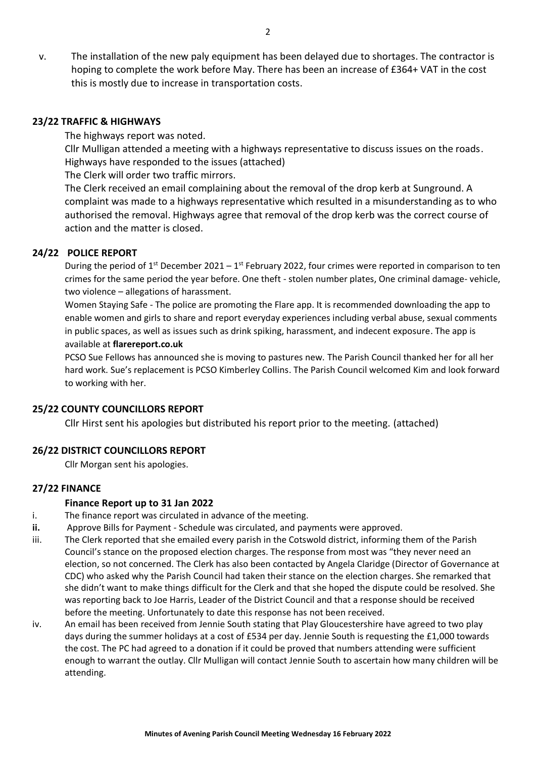v. The installation of the new paly equipment has been delayed due to shortages. The contractor is hoping to complete the work before May. There has been an increase of £364+ VAT in the cost this is mostly due to increase in transportation costs.

## 23/22 TRAFFIC & HIGHWAYS

The highways report was noted.

Cllr Mulligan attended a meeting with a highways representative to discuss issues on the roads. Highways have responded to the issues (attached)

The Clerk will order two traffic mirrors.

The Clerk received an email complaining about the removal of the drop kerb at Sunground. A complaint was made to a highways representative which resulted in a misunderstanding as to who authorised the removal. Highways agree that removal of the drop kerb was the correct course of action and the matter is closed.

## 24/22 POLICE REPORT

During the period of 1st December 2021 – 1st February 2022, four crimes were reported in comparison to ten crimes for the same period the year before. One theft - stolen number plates, One criminal damage- vehicle, two violence – allegations of harassment.

Women Staying Safe - The police are promoting the Flare app. It is recommended downloading the app to enable women and girls to share and report everyday experiences including verbal abuse, sexual comments in public spaces, as well as issues such as drink spiking, harassment, and indecent exposure. The app is available at **flarereport.co.uk**

PCSO Sue Fellows has announced she is moving to pastures new. The Parish Council thanked her for all her hard work. Sue's replacement is PCSO Kimberley Collins. The Parish Council welcomed Kim and look forward to working with her.

## 25/22 COUNTY COUNCILLORS REPORT

Cllr Hirst sent his apologies but distributed his report prior to the meeting. (attached)

## 26/22 DISTRICT COUNCILLORS REPORT

Cllr Morgan sent his apologies.

## 27/22 FINANCE

### Finance Report up to 31 Jan 2022

i. The finance report was circulated in advance of the meeting.

**ii.** Approve Bills for Payment - Schedule was circulated, and payments were approved.

iii. The Clerk reported that she emailed every parish in the Cotswold district, informing them of the Parish Council's stance on the proposed election charges. The response from most was "they never need an election, so not concerned. The Clerk has also been contacted by Angela Claridge (Director of Governance at CDC) who asked why the Parish Council had taken their stance on the election charges. She remarked that she didn't want to make things difficult for the Clerk and that she hoped the dispute could be resolved. She was reporting back to Joe Harris, Leader of the District Council and that a response should be received before the meeting. Unfortunately to date this response has not been received.

iv. An email has been received from Jennie South stating that Play Gloucestershire have agreed to two play days during the summer holidays at a cost of £534 per day. Jennie South is requesting the £1,000 towards the cost. The PC had agreed to a donation if it could be proved that numbers attending were sufficient enough to warrant the outlay. Cllr Mulligan will contact Jennie South to ascertain how many children will be attending.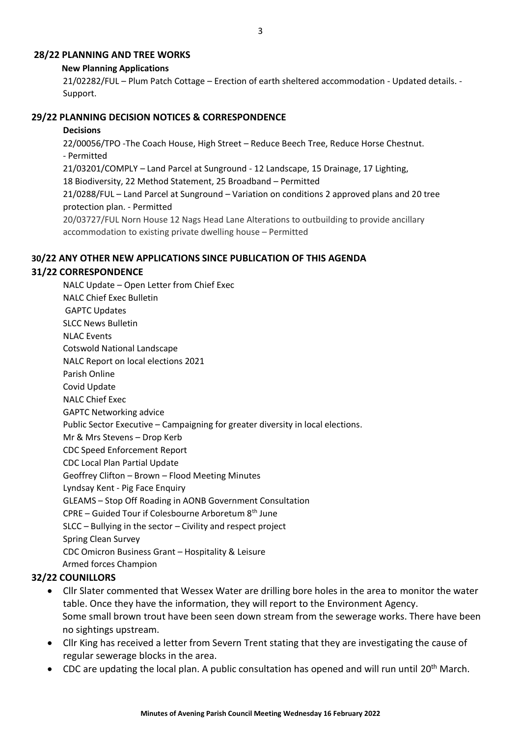## 28/22 PLANNING AND TREE WORKS

**New Planning Applications**

21/02282/FUL – Plum Patch Cottage – Erection of earth sheltered accommodation - Updated details. - Support.

## 29/22 PLANNING DECISION NOTICES & CORRESPONDENCE

**Decisions**

22/00056/TPO -The Coach House, High Street – Reduce Beech Tree, Reduce Horse Chestnut. - Permitted

21/03201/COMPLY – Land Parcel at Sunground - 12 Landscape, 15 Drainage, 17 Lighting, 18 Biodiversity, 22 Method Statement, 25 Broadband – Permitted

21/0288/FUL – Land Parcel at Sunground – Variation on conditions 2 approved plans and 20 tree protection plan. - Permitted

20/03727/FUL Norn House 12 Nags Head Lane Alterations to outbuilding to provide ancillary accommodation to existing private dwelling house – Permitted

## 30/22 ANY OTHER NEW APPLICATIONS SINCE PUBLICATION OF THIS AGENDA

## 31/22 CORRESPONDENCE

NALC Update – Open Letter from Chief Exec
NALC Chief Exec Bulletin
GAPTC Updates
SLCC News Bulletin
NLAC Events
Cotswold National Landscape
NALC Report on local elections 2021
Parish Online
Covid Update
NALC Chief Exec
GAPTC Networking advice
Public Sector Executive – Campaigning for greater diversity in local elections.
Mr & Mrs Stevens – Drop Kerb
CDC Speed Enforcement Report
CDC Local Plan Partial Update
Geoffrey Clifton – Brown – Flood Meeting Minutes
Lyndsay Kent - Pig Face Enquiry
GLEAMS – Stop Off Roading in AONB Government Consultation
CPRE – Guided Tour if Colesbourne Arboretum 8th June
SLCC – Bullying in the sector – Civility and respect project
Spring Clean Survey
CDC Omicron Business Grant – Hospitality & Leisure
Armed forces Champion

## 32/22 COUNILLORS

- Cllr Slater commented that Wessex Water are drilling bore holes in the area to monitor the water table. Once they have the information, they will report to the Environment Agency. Some small brown trout have been seen down stream from the sewerage works. There have been no sightings upstream.
- Cllr King has received a letter from Severn Trent stating that they are investigating the cause of regular sewerage blocks in the area.
- CDC are updating the local plan. A public consultation has opened and will run until 20th March.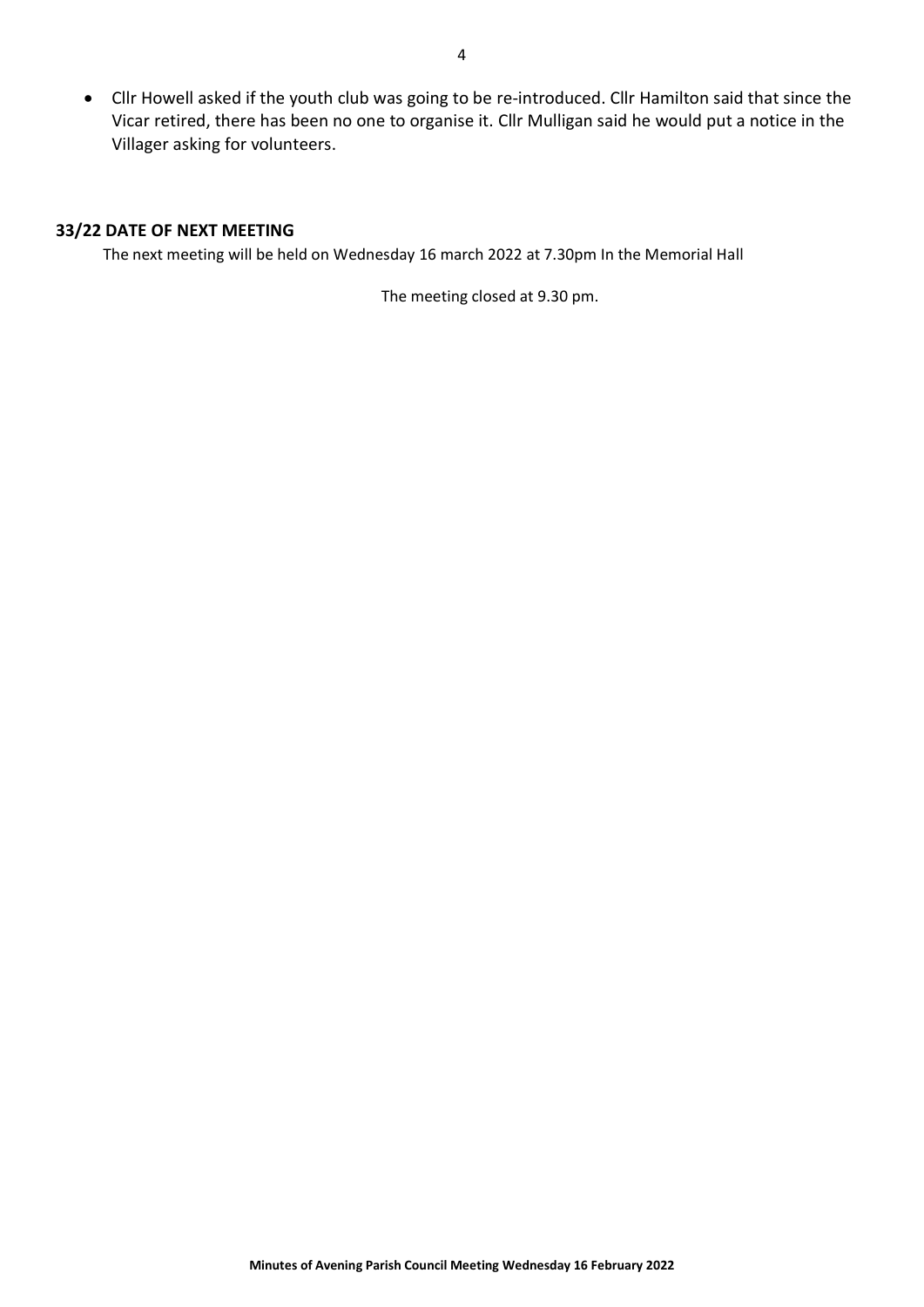- Cllr Howell asked if the youth club was going to be re-introduced. Cllr Hamilton said that since the Vicar retired, there has been no one to organise it. Cllr Mulligan said he would put a notice in the Villager asking for volunteers.

**33/22 DATE OF NEXT MEETING**

The next meeting will be held on Wednesday 16 march 2022 at 7.30pm In the Memorial Hall

The meeting closed at 9.30 pm.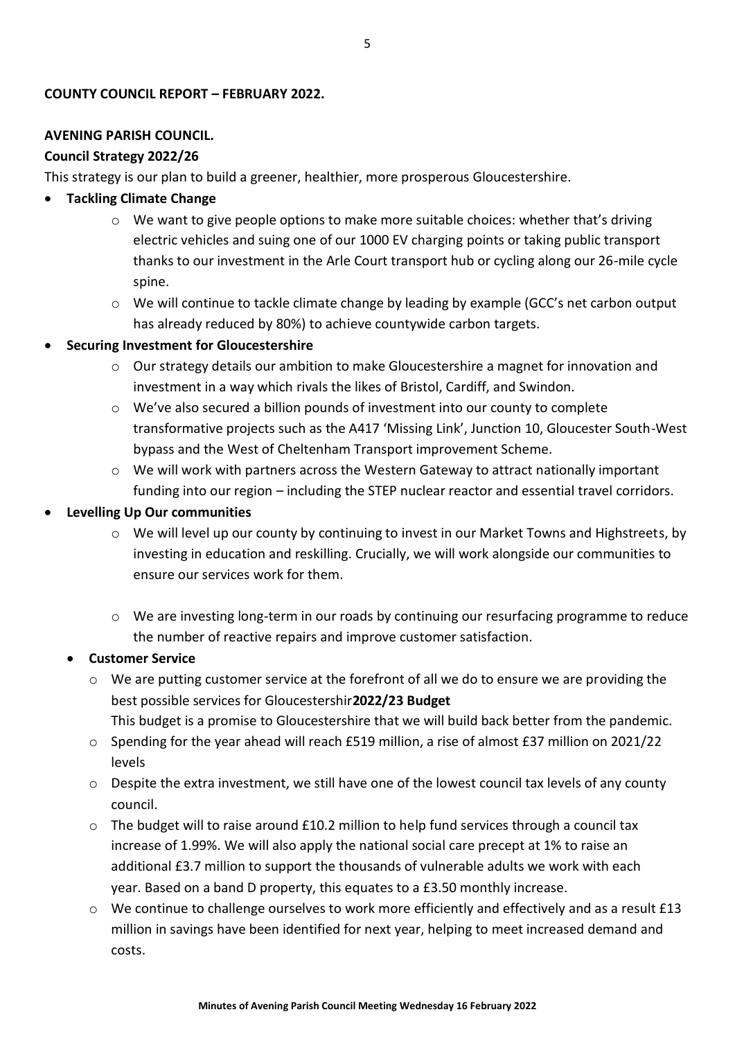**COUNTY COUNCIL REPORT – FEBRUARY 2022.**

**AVENING PARISH COUNCIL.**

**Council Strategy 2022/26**

This strategy is our plan to build a greener, healthier, more prosperous Gloucestershire.

- **Tackling Climate Change**
  - We want to give people options to make more suitable choices: whether that's driving electric vehicles and suing one of our 1000 EV charging points or taking public transport thanks to our investment in the Arle Court transport hub or cycling along our 26-mile cycle spine.
  - We will continue to tackle climate change by leading by example (GCC's net carbon output has already reduced by 80%) to achieve countywide carbon targets.
- **Securing Investment for Gloucestershire**
  - Our strategy details our ambition to make Gloucestershire a magnet for innovation and investment in a way which rivals the likes of Bristol, Cardiff, and Swindon.
  - We've also secured a billion pounds of investment into our county to complete transformative projects such as the A417 'Missing Link', Junction 10, Gloucester South-West bypass and the West of Cheltenham Transport improvement Scheme.
  - We will work with partners across the Western Gateway to attract nationally important funding into our region – including the STEP nuclear reactor and essential travel corridors.
- **Levelling Up Our communities**
  - We will level up our county by continuing to invest in our Market Towns and Highstreets, by investing in education and reskilling. Crucially, we will work alongside our communities to ensure our services work for them.
  - We are investing long-term in our roads by continuing our resurfacing programme to reduce the number of reactive repairs and improve customer satisfaction.
- **Customer Service**
  - We are putting customer service at the forefront of all we do to ensure we are providing the best possible services for Gloucestershir**2022/23 Budget**

    This budget is a promise to Gloucestershire that we will build back better from the pandemic.
  - Spending for the year ahead will reach £519 million, a rise of almost £37 million on 2021/22 levels
  - Despite the extra investment, we still have one of the lowest council tax levels of any county council.
  - The budget will to raise around £10.2 million to help fund services through a council tax increase of 1.99%. We will also apply the national social care precept at 1% to raise an additional £3.7 million to support the thousands of vulnerable adults we work with each year. Based on a band D property, this equates to a £3.50 monthly increase.
  - We continue to challenge ourselves to work more efficiently and effectively and as a result £13 million in savings have been identified for next year, helping to meet increased demand and costs.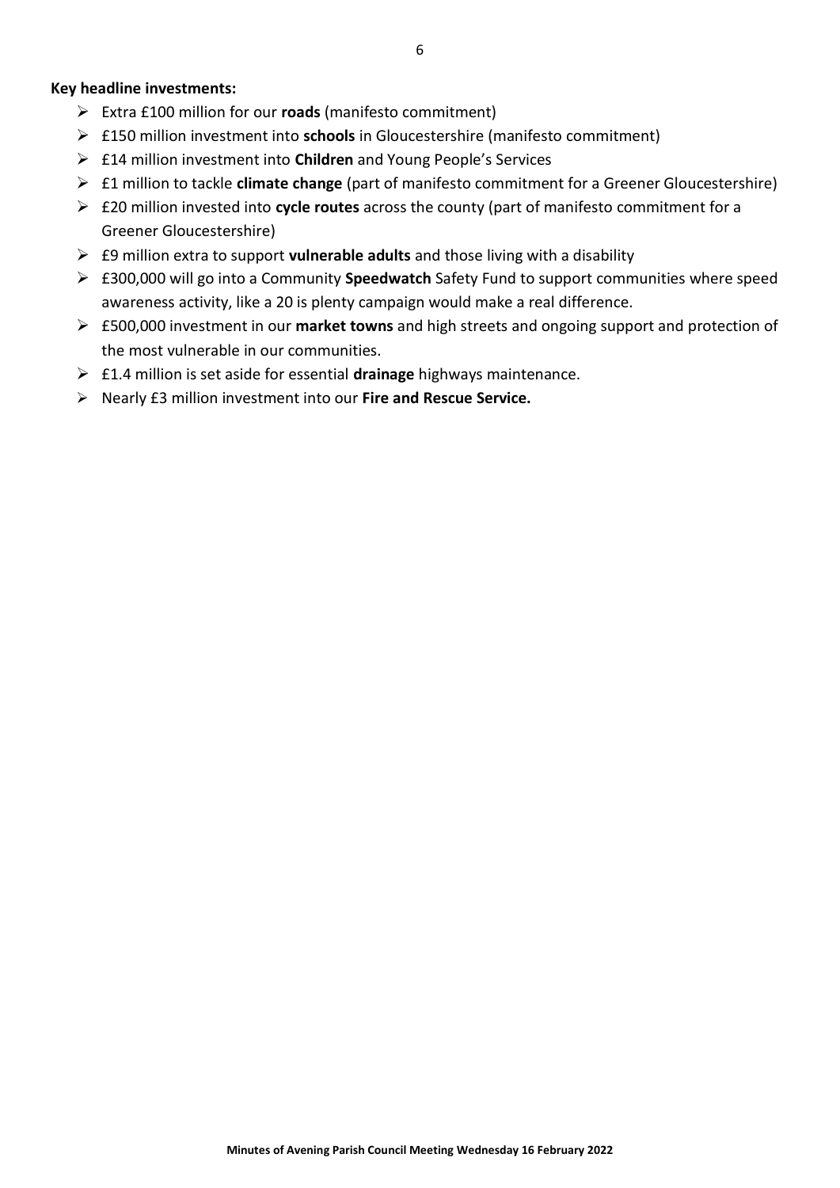**Key headline investments:**

- Extra £100 million for our **roads** (manifesto commitment)
- £150 million investment into **schools** in Gloucestershire (manifesto commitment)
- £14 million investment into **Children** and Young People's Services
- £1 million to tackle **climate change** (part of manifesto commitment for a Greener Gloucestershire)
- £20 million invested into **cycle routes** across the county (part of manifesto commitment for a Greener Gloucestershire)
- £9 million extra to support **vulnerable adults** and those living with a disability
- £300,000 will go into a Community **Speedwatch** Safety Fund to support communities where speed awareness activity, like a 20 is plenty campaign would make a real difference.
- £500,000 investment in our **market towns** and high streets and ongoing support and protection of the most vulnerable in our communities.
- £1.4 million is set aside for essential **drainage** highways maintenance.
- Nearly £3 million investment into our **Fire and Rescue Service.**